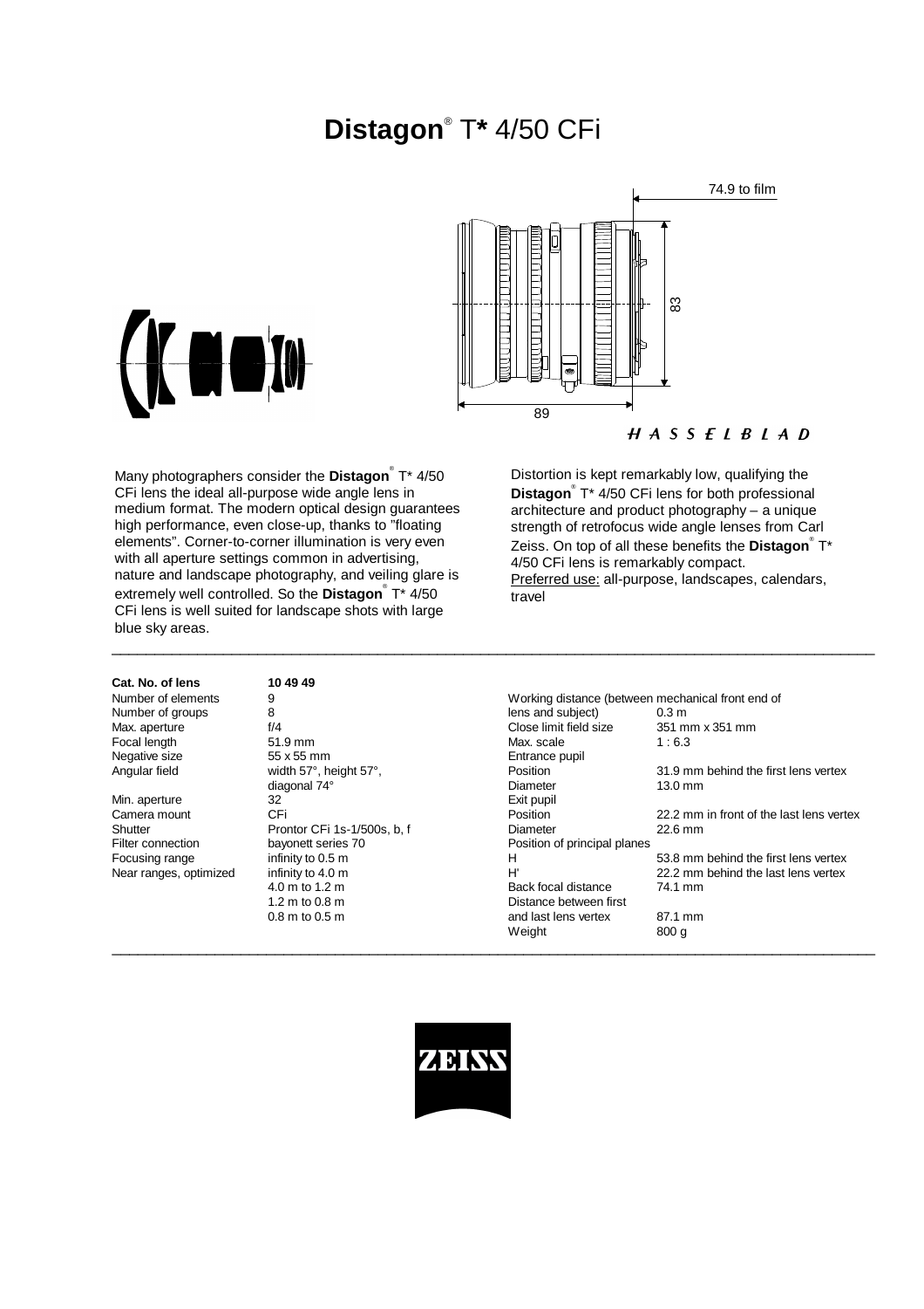# Distagon® T* 4/50 CFi

74.9 to film

83

89

HASSELBLAD

Many photographers consider the **Distagon**® T* 4/50 CFi lens the ideal all-purpose wide angle lens in medium format. The modern optical design guarantees high performance, even close-up, thanks to "floating elements". Corner-to-corner illumination is very even with all aperture settings common in advertising, nature and landscape photography, and veiling glare is extremely well controlled. So the **Distagon**® T* 4/50 CFi lens is well suited for landscape shots with large blue sky areas.

Distortion is kept remarkably low, qualifying the **Distagon**® T* 4/50 CFi lens for both professional architecture and product photography – a unique strength of retrofocus wide angle lenses from Carl Zeiss. On top of all these benefits the **Distagon**® T* 4/50 CFi lens is remarkably compact.
Preferred use: all-purpose, landscapes, calendars, travel

| **Cat. No. of lens** | **10 49 49** |
|---|---|
| Number of elements | 9 |
| Number of groups | 8 |
| Max. aperture | f/4 |
| Focal length | 51.9 mm |
| Negative size | 55 x 55 mm |
| Angular field | width 57°, height 57°, diagonal 74° |
| Min. aperture | 32 |
| Camera mount | CFi |
| Shutter | Prontor CFi 1s-1/500s, b, f |
| Filter connection | bayonett series 70 |
| Focusing range | infinity to 0.5 m |
| Near ranges, optimized | infinity to 4.0 m<br>4.0 m to 1.2 m<br>1.2 m to 0.8 m<br>0.8 m to 0.5 m |

| | |
|---|---|
| Working distance (between mechanical front end of lens and subject) | 0.3 m |
| Close limit field size | 351 mm x 351 mm |
| Max. scale | 1 : 6.3 |
| Entrance pupil | |
| Position | 31.9 mm behind the first lens vertex |
| Diameter | 13.0 mm |
| Exit pupil | |
| Position | 22.2 mm in front of the last lens vertex |
| Diameter | 22.6 mm |
| Position of principal planes | |
| H | 53.8 mm behind the first lens vertex |
| H' | 22.2 mm behind the last lens vertex |
| Back focal distance | 74.1 mm |
| Distance between first and last lens vertex | 87.1 mm |
| Weight | 800 g |

ZEISS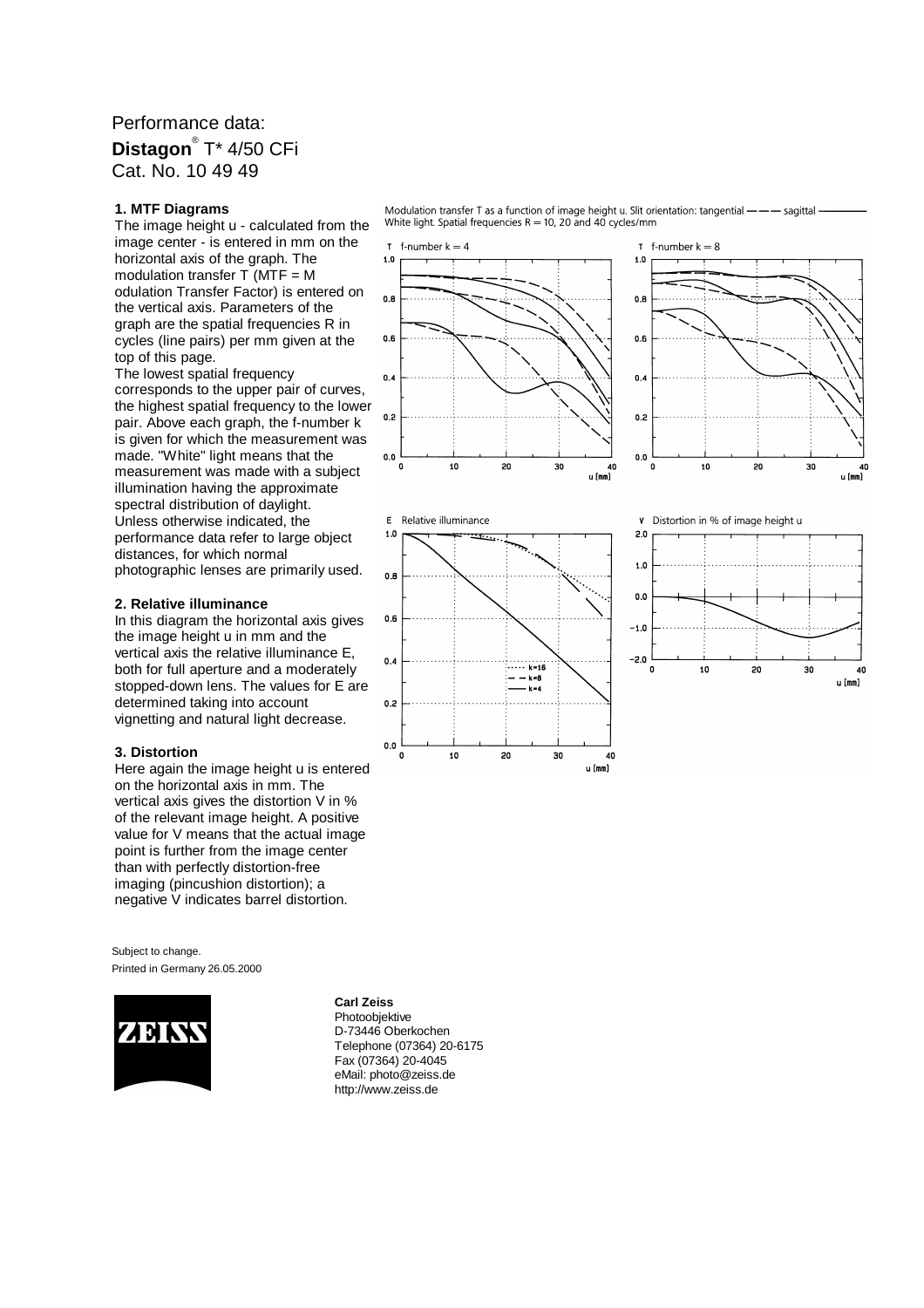Performance data:

**Distagon**® T* 4/50 CFi

Cat. No. 10 49 49

### 1. MTF Diagrams

The image height u - calculated from the image center - is entered in mm on the horizontal axis of the graph. The modulation transfer T (MTF = M odulation Transfer Factor) is entered on the vertical axis. Parameters of the graph are the spatial frequencies R in cycles (line pairs) per mm given at the top of this page.

The lowest spatial frequency corresponds to the upper pair of curves, the highest spatial frequency to the lower pair. Above each graph, the f-number k is given for which the measurement was made. "White" light means that the measurement was made with a subject illumination having the approximate spectral distribution of daylight.

Unless otherwise indicated, the performance data refer to large object distances, for which normal photographic lenses are primarily used.

### 2. Relative illuminance

In this diagram the horizontal axis gives the image height u in mm and the vertical axis the relative illuminance E, both for full aperture and a moderately stopped-down lens. The values for E are determined taking into account vignetting and natural light decrease.

### 3. Distortion

Here again the image height u is entered on the horizontal axis in mm. The vertical axis gives the distortion V in % of the relevant image height. A positive value for V means that the actual image point is further from the image center than with perfectly distortion-free imaging (pincushion distortion); a negative V indicates barrel distortion.

Modulation transfer T as a function of image height u. Slit orientation: tangential — — — sagittal ———
White light. Spatial frequencies R = 10, 20 and 40 cycles/mm

T f-number k = 4

1.0
0.8
0.6
0.4
0.2
0.0
0 10 20 30 40
u [mm]

T f-number k = 8

1.0
0.8
0.6
0.4
0.2
0.0
0 10 20 30 40
u [mm]

E Relative illuminance

1.0
0.8
0.6
0.4
0.2
0.0
0 10 20 30 40
u [mm]

k=16
k=8
k=4

V Distortion in % of image height u

2.0
1.0
0.0
-1.0
-2.0
0 10 20 30 40
u [mm]

Subject to change.

Printed in Germany 26.05.2000

**Carl Zeiss**
Photoobjektive
D-73446 Oberkochen
Telephone (07364) 20-6175
Fax (07364) 20-4045
eMail: photo@zeiss.de
http://www.zeiss.de